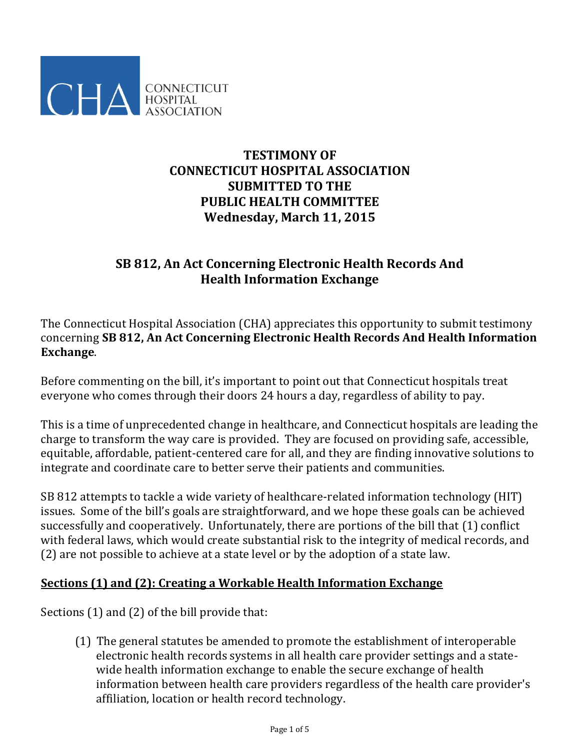CONNECTICUT HOSPITAL ASSOCIATION

# TESTIMONY OF CONNECTICUT HOSPITAL ASSOCIATION SUBMITTED TO THE PUBLIC HEALTH COMMITTEE Wednesday, March 11, 2015

## SB 812, An Act Concerning Electronic Health Records And Health Information Exchange

The Connecticut Hospital Association (CHA) appreciates this opportunity to submit testimony concerning **SB 812, An Act Concerning Electronic Health Records And Health Information Exchange**.

Before commenting on the bill, it's important to point out that Connecticut hospitals treat everyone who comes through their doors 24 hours a day, regardless of ability to pay.

This is a time of unprecedented change in healthcare, and Connecticut hospitals are leading the charge to transform the way care is provided. They are focused on providing safe, accessible, equitable, affordable, patient-centered care for all, and they are finding innovative solutions to integrate and coordinate care to better serve their patients and communities.

SB 812 attempts to tackle a wide variety of healthcare-related information technology (HIT) issues. Some of the bill's goals are straightforward, and we hope these goals can be achieved successfully and cooperatively. Unfortunately, there are portions of the bill that (1) conflict with federal laws, which would create substantial risk to the integrity of medical records, and (2) are not possible to achieve at a state level or by the adoption of a state law.

### Sections (1) and (2): Creating a Workable Health Information Exchange

Sections (1) and (2) of the bill provide that:

(1) The general statutes be amended to promote the establishment of interoperable electronic health records systems in all health care provider settings and a state-wide health information exchange to enable the secure exchange of health information between health care providers regardless of the health care provider's affiliation, location or health record technology.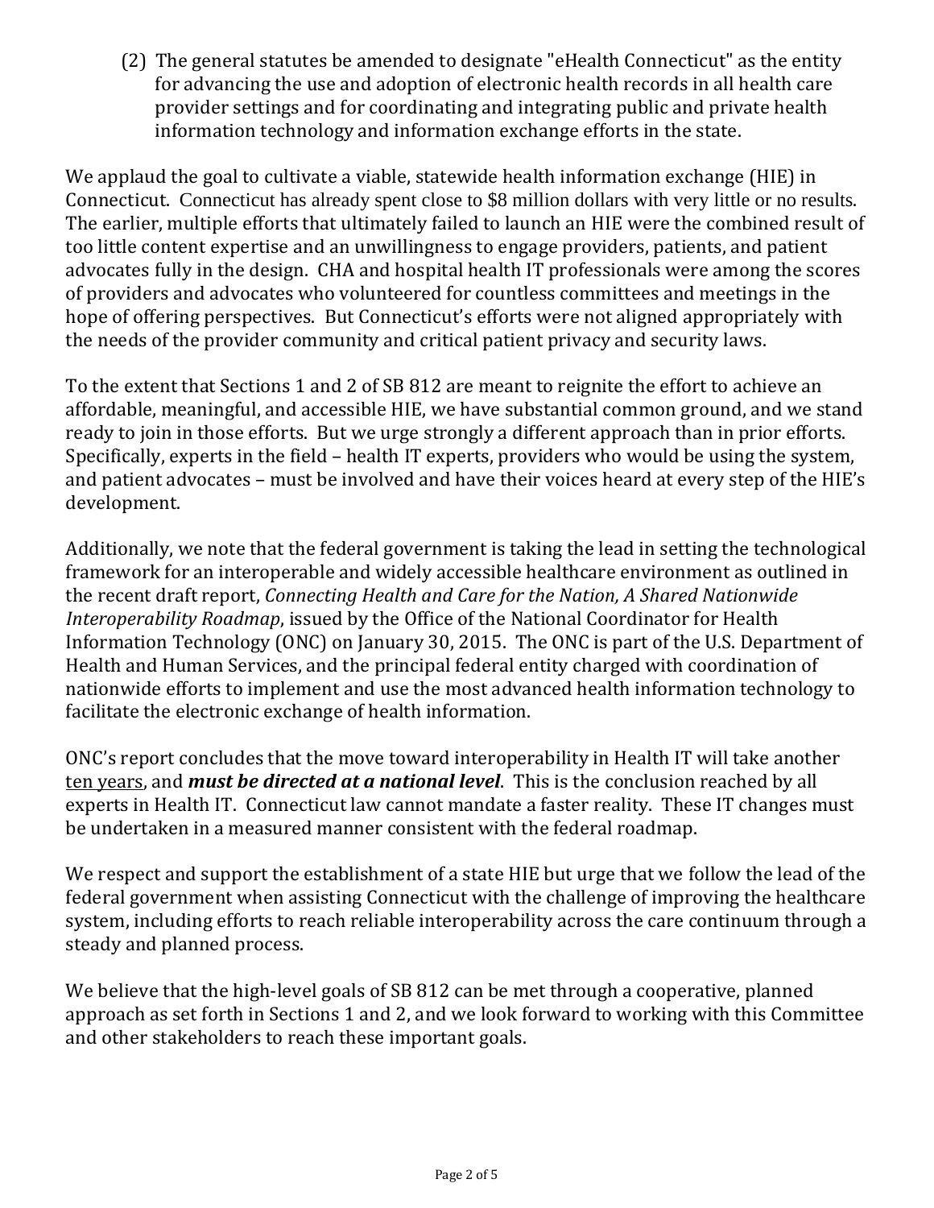(2) The general statutes be amended to designate "eHealth Connecticut" as the entity for advancing the use and adoption of electronic health records in all health care provider settings and for coordinating and integrating public and private health information technology and information exchange efforts in the state.

We applaud the goal to cultivate a viable, statewide health information exchange (HIE) in Connecticut. Connecticut has already spent close to $8 million dollars with very little or no results. The earlier, multiple efforts that ultimately failed to launch an HIE were the combined result of too little content expertise and an unwillingness to engage providers, patients, and patient advocates fully in the design. CHA and hospital health IT professionals were among the scores of providers and advocates who volunteered for countless committees and meetings in the hope of offering perspectives. But Connecticut's efforts were not aligned appropriately with the needs of the provider community and critical patient privacy and security laws.

To the extent that Sections 1 and 2 of SB 812 are meant to reignite the effort to achieve an affordable, meaningful, and accessible HIE, we have substantial common ground, and we stand ready to join in those efforts. But we urge strongly a different approach than in prior efforts. Specifically, experts in the field – health IT experts, providers who would be using the system, and patient advocates – must be involved and have their voices heard at every step of the HIE's development.

Additionally, we note that the federal government is taking the lead in setting the technological framework for an interoperable and widely accessible healthcare environment as outlined in the recent draft report, *Connecting Health and Care for the Nation, A Shared Nationwide Interoperability Roadmap*, issued by the Office of the National Coordinator for Health Information Technology (ONC) on January 30, 2015. The ONC is part of the U.S. Department of Health and Human Services, and the principal federal entity charged with coordination of nationwide efforts to implement and use the most advanced health information technology to facilitate the electronic exchange of health information.

ONC's report concludes that the move toward interoperability in Health IT will take another <u>ten years</u>, and ***must be directed at a national level***. This is the conclusion reached by all experts in Health IT. Connecticut law cannot mandate a faster reality. These IT changes must be undertaken in a measured manner consistent with the federal roadmap.

We respect and support the establishment of a state HIE but urge that we follow the lead of the federal government when assisting Connecticut with the challenge of improving the healthcare system, including efforts to reach reliable interoperability across the care continuum through a steady and planned process.

We believe that the high-level goals of SB 812 can be met through a cooperative, planned approach as set forth in Sections 1 and 2, and we look forward to working with this Committee and other stakeholders to reach these important goals.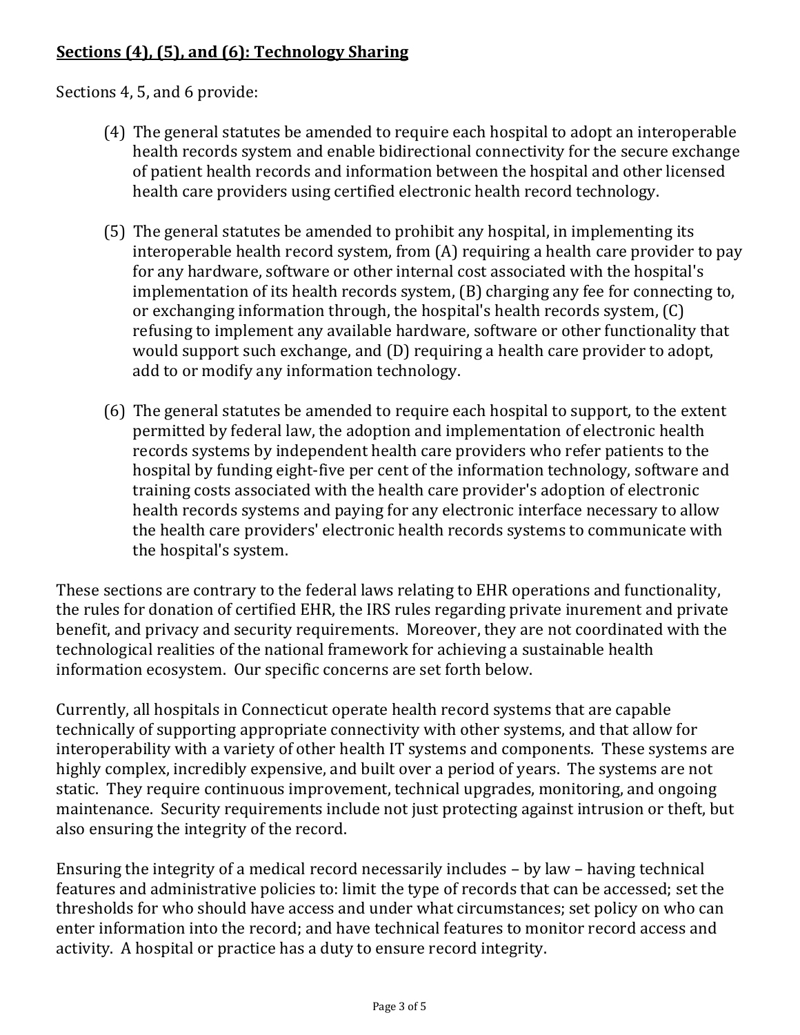**<u>Sections (4), (5), and (6): Technology Sharing</u>**

Sections 4, 5, and 6 provide:

> (4) The general statutes be amended to require each hospital to adopt an interoperable health records system and enable bidirectional connectivity for the secure exchange of patient health records and information between the hospital and other licensed health care providers using certified electronic health record technology.
>
> (5) The general statutes be amended to prohibit any hospital, in implementing its interoperable health record system, from (A) requiring a health care provider to pay for any hardware, software or other internal cost associated with the hospital's implementation of its health records system, (B) charging any fee for connecting to, or exchanging information through, the hospital's health records system, (C) refusing to implement any available hardware, software or other functionality that would support such exchange, and (D) requiring a health care provider to adopt, add to or modify any information technology.
>
> (6) The general statutes be amended to require each hospital to support, to the extent permitted by federal law, the adoption and implementation of electronic health records systems by independent health care providers who refer patients to the hospital by funding eight-five per cent of the information technology, software and training costs associated with the health care provider's adoption of electronic health records systems and paying for any electronic interface necessary to allow the health care providers' electronic health records systems to communicate with the hospital's system.

These sections are contrary to the federal laws relating to EHR operations and functionality, the rules for donation of certified EHR, the IRS rules regarding private inurement and private benefit, and privacy and security requirements. Moreover, they are not coordinated with the technological realities of the national framework for achieving a sustainable health information ecosystem. Our specific concerns are set forth below.

Currently, all hospitals in Connecticut operate health record systems that are capable technically of supporting appropriate connectivity with other systems, and that allow for interoperability with a variety of other health IT systems and components. These systems are highly complex, incredibly expensive, and built over a period of years. The systems are not static. They require continuous improvement, technical upgrades, monitoring, and ongoing maintenance. Security requirements include not just protecting against intrusion or theft, but also ensuring the integrity of the record.

Ensuring the integrity of a medical record necessarily includes – by law – having technical features and administrative policies to: limit the type of records that can be accessed; set the thresholds for who should have access and under what circumstances; set policy on who can enter information into the record; and have technical features to monitor record access and activity. A hospital or practice has a duty to ensure record integrity.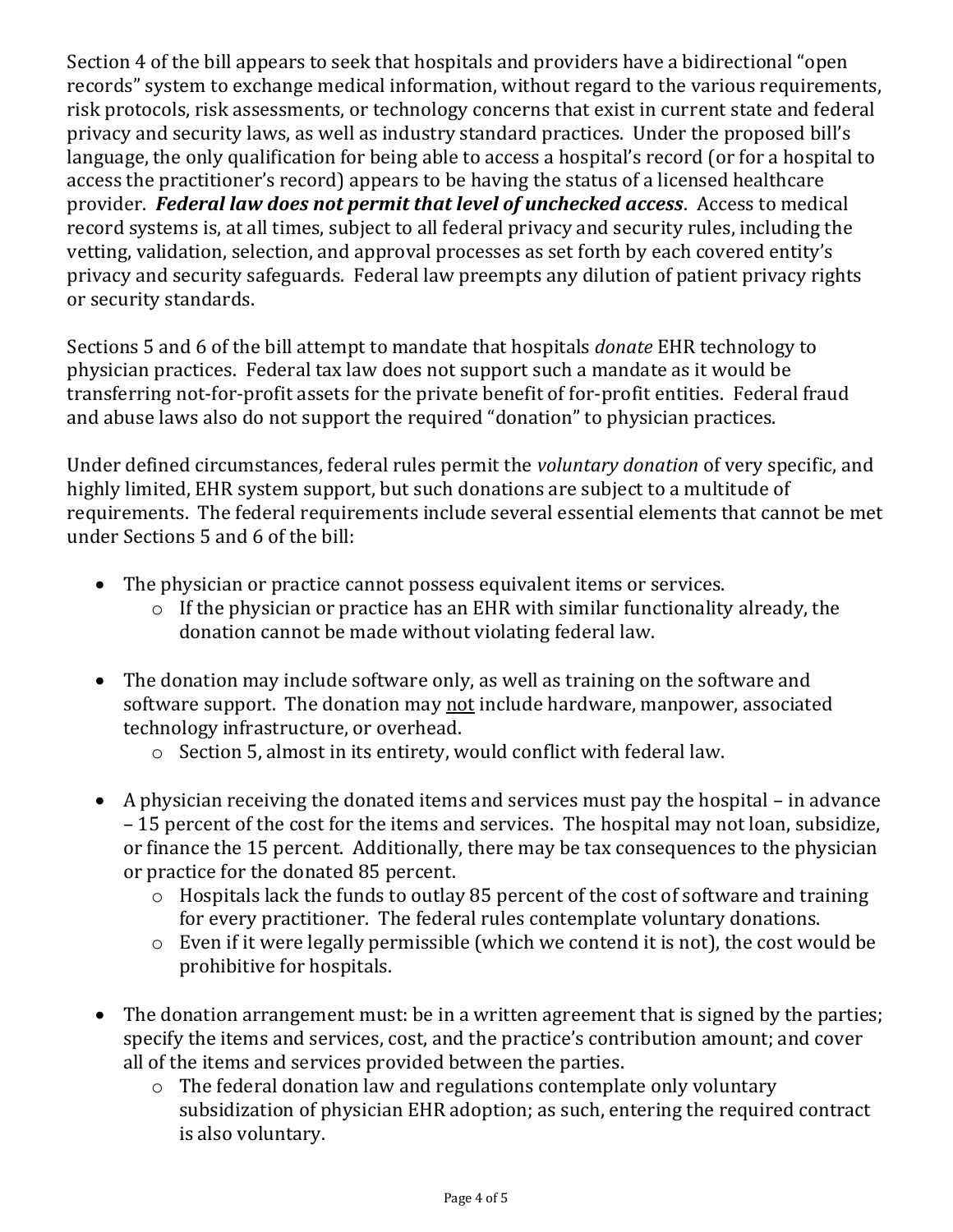Section 4 of the bill appears to seek that hospitals and providers have a bidirectional "open records" system to exchange medical information, without regard to the various requirements, risk protocols, risk assessments, or technology concerns that exist in current state and federal privacy and security laws, as well as industry standard practices. Under the proposed bill's language, the only qualification for being able to access a hospital's record (or for a hospital to access the practitioner's record) appears to be having the status of a licensed healthcare provider. ***Federal law does not permit that level of unchecked access***. Access to medical record systems is, at all times, subject to all federal privacy and security rules, including the vetting, validation, selection, and approval processes as set forth by each covered entity's privacy and security safeguards. Federal law preempts any dilution of patient privacy rights or security standards.

Sections 5 and 6 of the bill attempt to mandate that hospitals *donate* EHR technology to physician practices. Federal tax law does not support such a mandate as it would be transferring not-for-profit assets for the private benefit of for-profit entities. Federal fraud and abuse laws also do not support the required "donation" to physician practices.

Under defined circumstances, federal rules permit the *voluntary donation* of very specific, and highly limited, EHR system support, but such donations are subject to a multitude of requirements. The federal requirements include several essential elements that cannot be met under Sections 5 and 6 of the bill:

- The physician or practice cannot possess equivalent items or services.
  - If the physician or practice has an EHR with similar functionality already, the donation cannot be made without violating federal law.
- The donation may include software only, as well as training on the software and software support. The donation may <u>not</u> include hardware, manpower, associated technology infrastructure, or overhead.
  - Section 5, almost in its entirety, would conflict with federal law.
- A physician receiving the donated items and services must pay the hospital – in advance – 15 percent of the cost for the items and services. The hospital may not loan, subsidize, or finance the 15 percent. Additionally, there may be tax consequences to the physician or practice for the donated 85 percent.
  - Hospitals lack the funds to outlay 85 percent of the cost of software and training for every practitioner. The federal rules contemplate voluntary donations.
  - Even if it were legally permissible (which we contend it is not), the cost would be prohibitive for hospitals.
- The donation arrangement must: be in a written agreement that is signed by the parties; specify the items and services, cost, and the practice's contribution amount; and cover all of the items and services provided between the parties.
  - The federal donation law and regulations contemplate only voluntary subsidization of physician EHR adoption; as such, entering the required contract is also voluntary.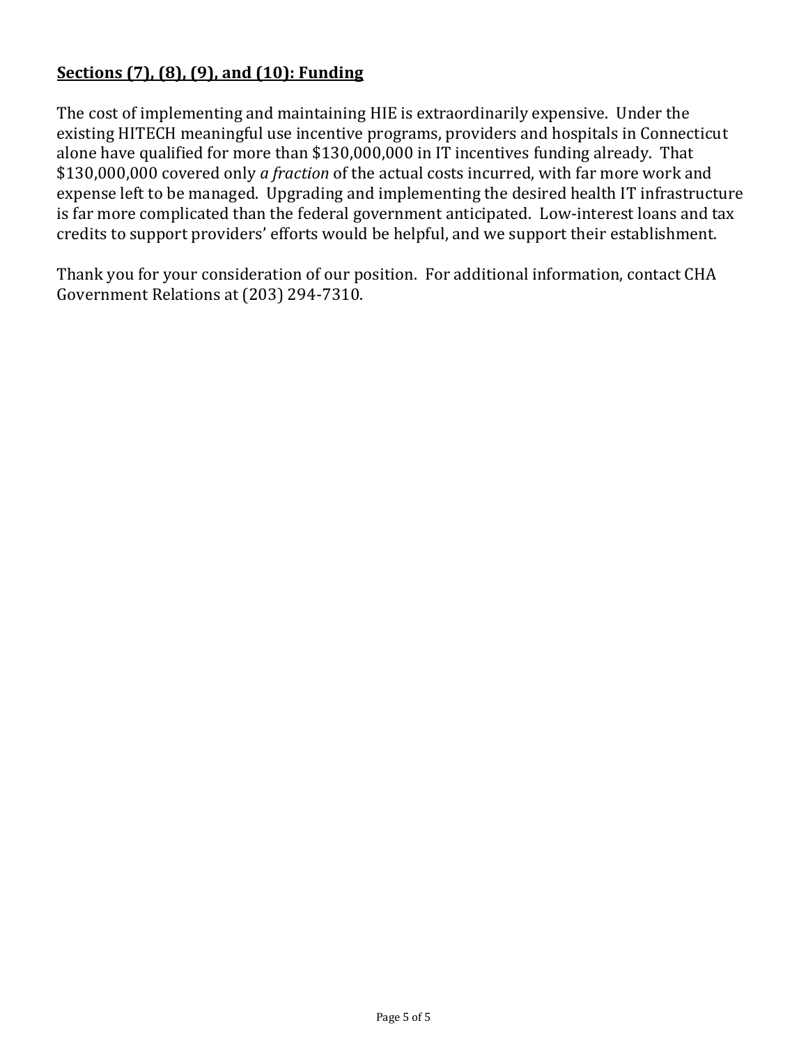**<u>Sections (7), (8), (9), and (10): Funding</u>**

The cost of implementing and maintaining HIE is extraordinarily expensive. Under the existing HITECH meaningful use incentive programs, providers and hospitals in Connecticut alone have qualified for more than $130,000,000 in IT incentives funding already. That $130,000,000 covered only *a fraction* of the actual costs incurred, with far more work and expense left to be managed. Upgrading and implementing the desired health IT infrastructure is far more complicated than the federal government anticipated. Low-interest loans and tax credits to support providers' efforts would be helpful, and we support their establishment.

Thank you for your consideration of our position. For additional information, contact CHA Government Relations at (203) 294-7310.